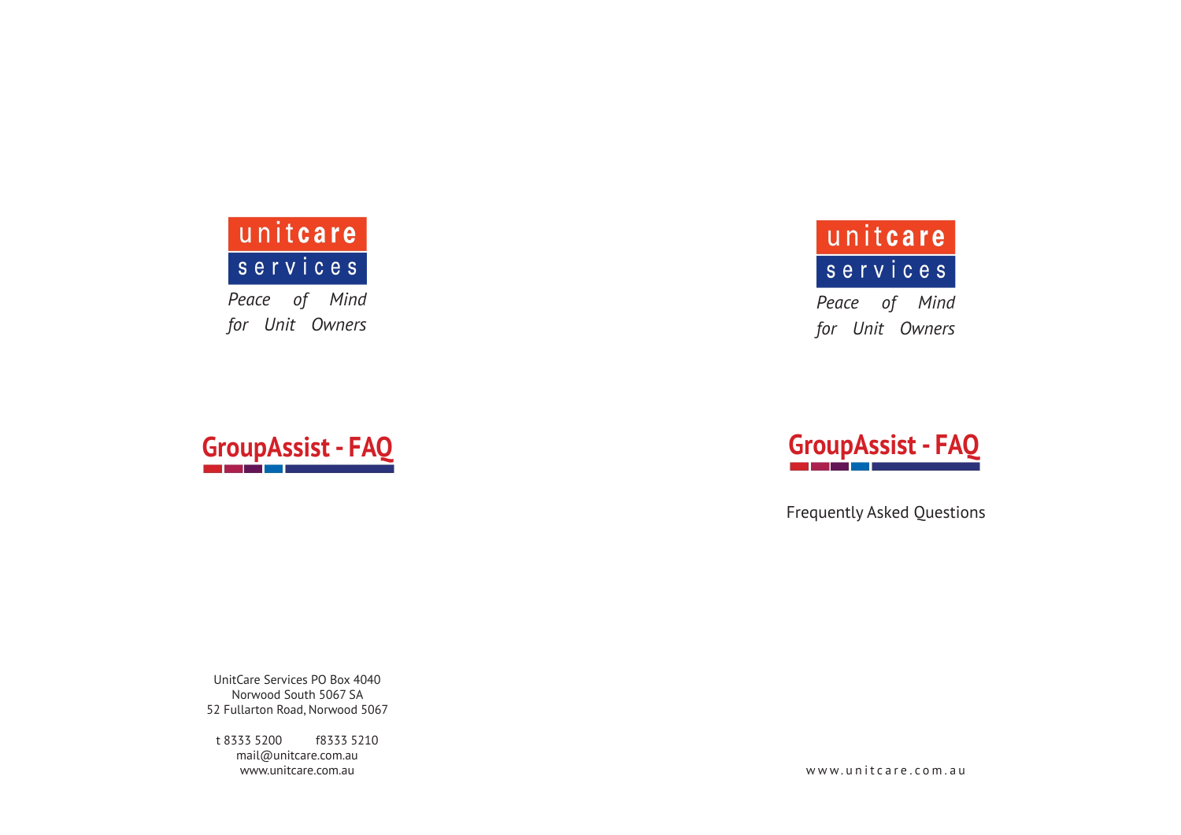unitcare services

*Peace of Mind for Unit Owners*

# GroupAssist - FAQ

UnitCare Services PO Box 4040
Norwood South 5067 SA
52 Fullarton Road, Norwood 5067

t 8333 5200 f8333 5210
mail@unitcare.com.au
www.unitcare.com.au

unitcare services

*Peace of Mind for Unit Owners*

# GroupAssist - FAQ

Frequently Asked Questions

www.unitcare.com.au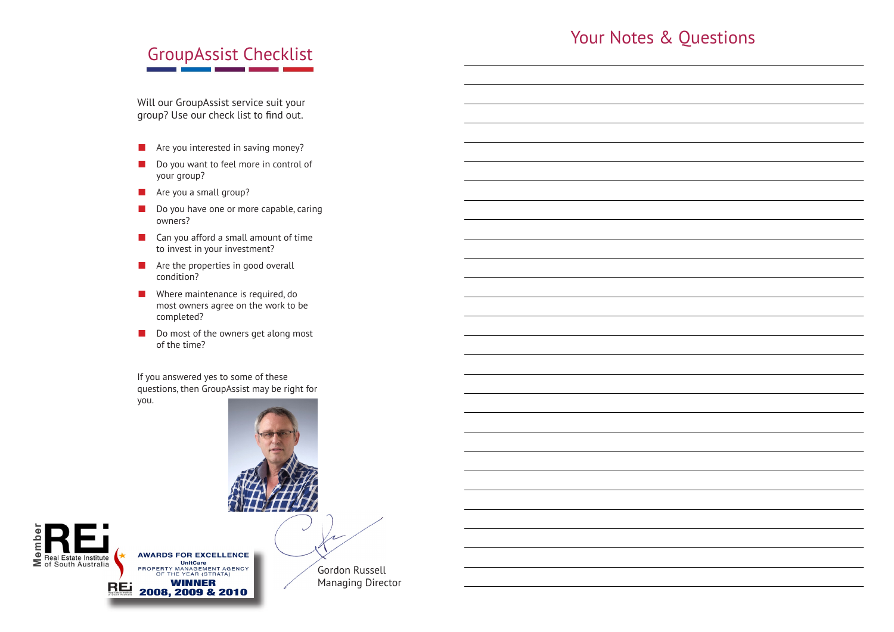## GroupAssist Checklist

Will our GroupAssist service suit your group? Use our check list to find out.

- Are you interested in saving money?
- Do you want to feel more in control of your group?
- Are you a small group?
- Do you have one or more capable, caring owners?
- Can you afford a small amount of time to invest in your investment?
- Are the properties in good overall condition?
- Where maintenance is required, do most owners agree on the work to be completed?
- Do most of the owners get along most of the time?

If you answered yes to some of these questions, then GroupAssist may be right for you.

Gordon Russell
Managing Director

Member REi Real Estate Institute of South Australia

AWARDS FOR EXCELLENCE
UnitCare
PROPERTY MANAGEMENT AGENCY OF THE YEAR (STRATA)
WINNER
2008, 2009 & 2010

## Your Notes & Questions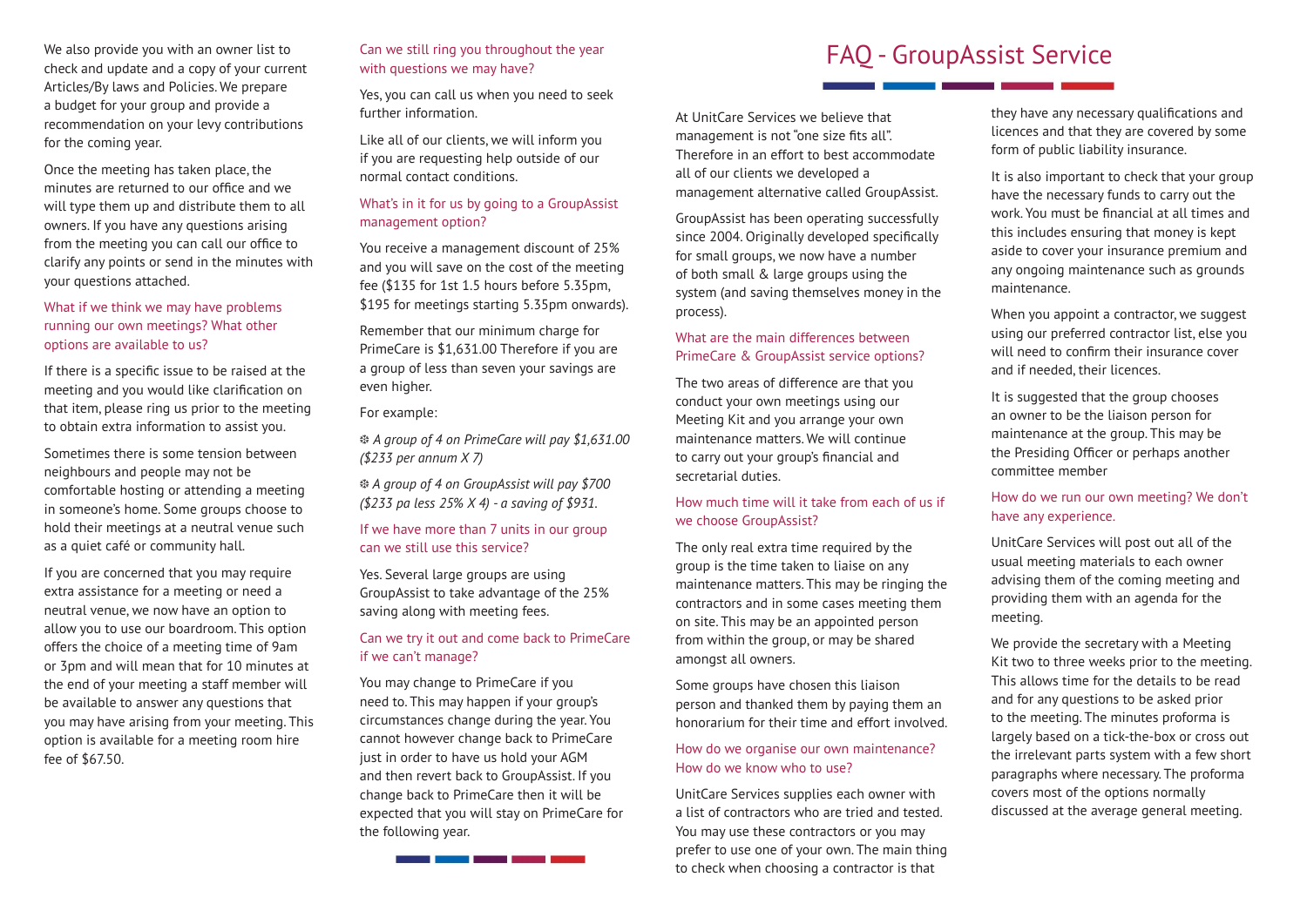We also provide you with an owner list to check and update and a copy of your current Articles/By laws and Policies. We prepare a budget for your group and provide a recommendation on your levy contributions for the coming year.

Once the meeting has taken place, the minutes are returned to our office and we will type them up and distribute them to all owners. If you have any questions arising from the meeting you can call our office to clarify any points or send in the minutes with your questions attached.

### What if we think we may have problems running our own meetings? What other options are available to us?

If there is a specific issue to be raised at the meeting and you would like clarification on that item, please ring us prior to the meeting to obtain extra information to assist you.

Sometimes there is some tension between neighbours and people may not be comfortable hosting or attending a meeting in someone's home. Some groups choose to hold their meetings at a neutral venue such as a quiet café or community hall.

If you are concerned that you may require extra assistance for a meeting or need a neutral venue, we now have an option to allow you to use our boardroom. This option offers the choice of a meeting time of 9am or 3pm and will mean that for 10 minutes at the end of your meeting a staff member will be available to answer any questions that you may have arising from your meeting. This option is available for a meeting room hire fee of $67.50.

### Can we still ring you throughout the year with questions we may have?

Yes, you can call us when you need to seek further information.

Like all of our clients, we will inform you if you are requesting help outside of our normal contact conditions.

### What's in it for us by going to a GroupAssist management option?

You receive a management discount of 25% and you will save on the cost of the meeting fee ($135 for 1st 1.5 hours before 5.35pm, $195 for meetings starting 5.35pm onwards).

Remember that our minimum charge for PrimeCare is $1,631.00 Therefore if you are a group of less than seven your savings are even higher.

For example:

❆ *A group of 4 on PrimeCare will pay $1,631.00 ($233 per annum X 7)*

❆ *A group of 4 on GroupAssist will pay $700 ($233 pa less 25% X 4) - a saving of $931.*

### If we have more than 7 units in our group can we still use this service?

Yes. Several large groups are using GroupAssist to take advantage of the 25% saving along with meeting fees.

### Can we try it out and come back to PrimeCare if we can't manage?

You may change to PrimeCare if you need to. This may happen if your group's circumstances change during the year. You cannot however change back to PrimeCare just in order to have us hold your AGM and then revert back to GroupAssist. If you change back to PrimeCare then it will be expected that you will stay on PrimeCare for the following year.

# FAQ - GroupAssist Service

At UnitCare Services we believe that management is not "one size fits all". Therefore in an effort to best accommodate all of our clients we developed a management alternative called GroupAssist.

GroupAssist has been operating successfully since 2004. Originally developed specifically for small groups, we now have a number of both small & large groups using the system (and saving themselves money in the process).

### What are the main differences between PrimeCare & GroupAssist service options?

The two areas of difference are that you conduct your own meetings using our Meeting Kit and you arrange your own maintenance matters. We will continue to carry out your group's financial and secretarial duties.

### How much time will it take from each of us if we choose GroupAssist?

The only real extra time required by the group is the time taken to liaise on any maintenance matters. This may be ringing the contractors and in some cases meeting them on site. This may be an appointed person from within the group, or may be shared amongst all owners.

Some groups have chosen this liaison person and thanked them by paying them an honorarium for their time and effort involved.

### How do we organise our own maintenance? How do we know who to use?

UnitCare Services supplies each owner with a list of contractors who are tried and tested. You may use these contractors or you may prefer to use one of your own. The main thing to check when choosing a contractor is that they have any necessary qualifications and licences and that they are covered by some form of public liability insurance.

It is also important to check that your group have the necessary funds to carry out the work. You must be financial at all times and this includes ensuring that money is kept aside to cover your insurance premium and any ongoing maintenance such as grounds maintenance.

When you appoint a contractor, we suggest using our preferred contractor list, else you will need to confirm their insurance cover and if needed, their licences.

It is suggested that the group chooses an owner to be the liaison person for maintenance at the group. This may be the Presiding Officer or perhaps another committee member

### How do we run our own meeting? We don't have any experience.

UnitCare Services will post out all of the usual meeting materials to each owner advising them of the coming meeting and providing them with an agenda for the meeting.

We provide the secretary with a Meeting Kit two to three weeks prior to the meeting. This allows time for the details to be read and for any questions to be asked prior to the meeting. The minutes proforma is largely based on a tick-the-box or cross out the irrelevant parts system with a few short paragraphs where necessary. The proforma covers most of the options normally discussed at the average general meeting.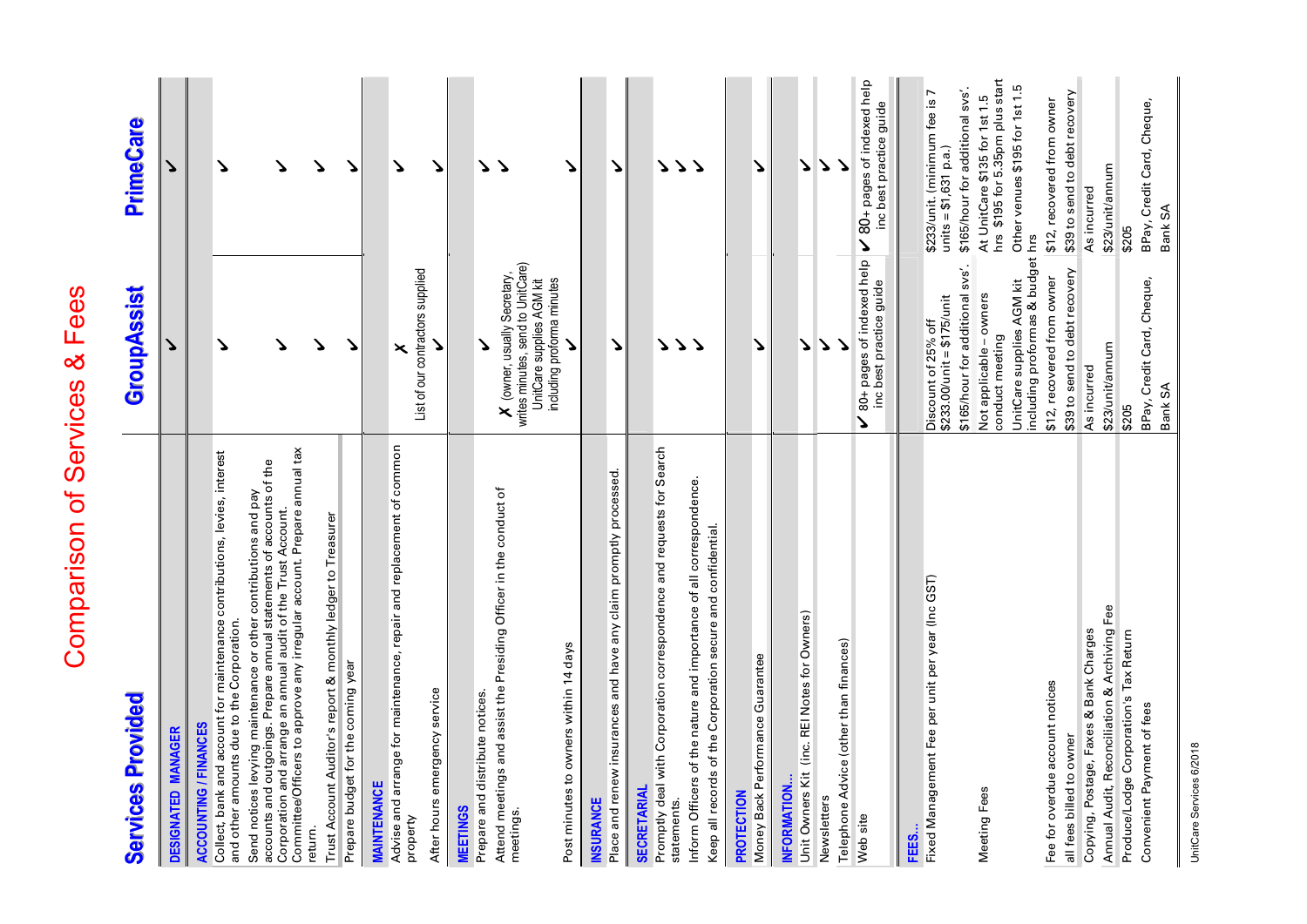# Comparison of Services & Fees

| Services Provided | GroupAssist | PrimeCare |
|---|---|---|
| **DESIGNATED MANAGER** | ✓ | ✓ |
| **ACCOUNTING / FINANCES** | | |
| Collect, bank and account for maintenance contributions, levies, interest and other amounts due to the Corporation. | ✓ | ✓ |
| Send notices levying maintenance or other contributions and pay accounts and outgoings. Prepare annual statements of accounts of the Corporation and arrange an annual audit of the Trust Account. Committee/Officers to approve any irregular account. Prepare annual tax return. | ✓ | ✓ |
| Trust Account Auditor's report & monthly ledger to Treasurer | ✓ | ✓ |
| Prepare budget for the coming year | ✓ | ✓ |
| **MAINTENANCE** | | |
| Advise and arrange for maintenance, repair and replacement of common property | ✗ List of our contractors supplied | ✓ |
| After hours emergency service | ✓ | ✓ |
| **MEETINGS** | | |
| Prepare and distribute notices. | ✓ | ✓ |
| Attend meetings and assist the Presiding Officer in the conduct of meetings. | ✗ (owner, usually Secretary, writes minutes, send to UnitCare) UnitCare supplies AGM kit including proforma minutes | ✓ |
| Post minutes to owners within 14 days | ✓ | ✓ |
| **INSURANCE** | | |
| Place and renew insurances and have any claim promptly processed. | ✓ | ✓ |
| **SECRETARIAL** | | |
| Promptly deal with Corporation correspondence and requests for Search statements. | ✓ | ✓ |
| Inform Officers of the nature and importance of all correspondence. | ✓ | ✓ |
| Keep all records of the Corporation secure and confidential. | ✓ | ✓ |
| **PROTECTION** | | |
| Money Back Performance Guarantee | ✓ | ✓ |
| **INFORMATION...** | | |
| Unit Owners Kit (inc. REI Notes for Owners) | ✓ | ✓ |
| Newsletters | ✓ | ✓ |
| Telephone Advice (other than finances) | ✓ | ✓ |
| Web site | ✓ 80+ pages of indexed help inc best practice guide | ✓ 80+ pages of indexed help inc best practice guide |
| **FEES...** | | |
| Fixed Management Fee per unit per year (Inc GST) | Discount of 25% off $233.00/unit = $175/unit | $233/unit. (minimum fee is 7 units = $1,631 p.a.) |
| Meeting Fees | $165/hour for additional svs'. | $165/hour for additional svs'. |
| | Not applicable – owners conduct meeting | At UnitCare $135 for 1st 1.5 hrs $195 for 5.35pm plus start |
| | UnitCare supplies AGM kit including proformas & budget | Other venues $195 for 1st 1.5 hrs |
| Fee for overdue account notices | $12, recovered from owner | $12, recovered from owner |
| all fees billed to owner | $39 to send to debt recovery | $39 to send to debt recovery |
| Copying, Postage, Faxes & Bank Charges | As incurred | As incurred |
| Annual Audit, Reconciliation & Archiving Fee | $23/unit/annum | $23/unit/annum |
| Produce/Lodge Corporation's Tax Return | $205 | $205 |
| Convenient Payment of fees | BPay, Credit Card, Cheque, Bank SA | BPay, Credit Card, Cheque, Bank SA |

UnitCare Services 6/2018